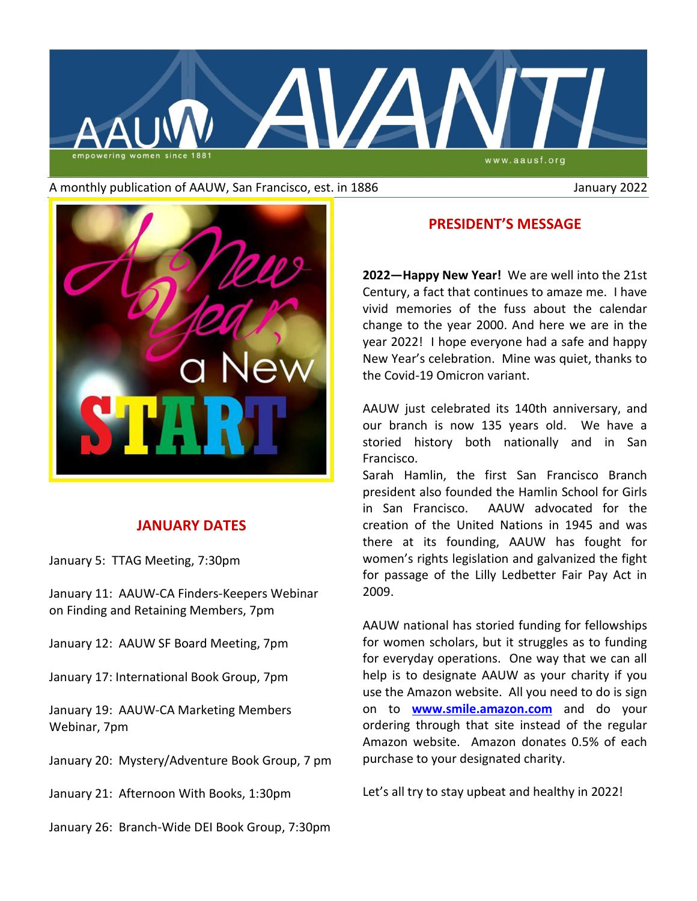# AAUW AVANTI

empowering women since 1881

www.aausf.org

A monthly publication of AAUW, San Francisco, est. in 1886

January 2022

## JANUARY DATES

January 5: TTAG Meeting, 7:30pm

January 11: AAUW-CA Finders-Keepers Webinar on Finding and Retaining Members, 7pm

January 12: AAUW SF Board Meeting, 7pm

January 17: International Book Group, 7pm

January 19: AAUW-CA Marketing Members Webinar, 7pm

January 20: Mystery/Adventure Book Group, 7 pm

January 21: Afternoon With Books, 1:30pm

January 26: Branch-Wide DEI Book Group, 7:30pm

## PRESIDENT'S MESSAGE

**2022—Happy New Year!** We are well into the 21st Century, a fact that continues to amaze me. I have vivid memories of the fuss about the calendar change to the year 2000. And here we are in the year 2022! I hope everyone had a safe and happy New Year's celebration. Mine was quiet, thanks to the Covid-19 Omicron variant.

AAUW just celebrated its 140th anniversary, and our branch is now 135 years old. We have a storied history both nationally and in San Francisco.
Sarah Hamlin, the first San Francisco Branch president also founded the Hamlin School for Girls in San Francisco. AAUW advocated for the creation of the United Nations in 1945 and was there at its founding, AAUW has fought for women's rights legislation and galvanized the fight for passage of the Lilly Ledbetter Fair Pay Act in 2009.

AAUW national has storied funding for fellowships for women scholars, but it struggles as to funding for everyday operations. One way that we can all help is to designate AAUW as your charity if you use the Amazon website. All you need to do is sign on to **www.smile.amazon.com** and do your ordering through that site instead of the regular Amazon website. Amazon donates 0.5% of each purchase to your designated charity.

Let's all try to stay upbeat and healthy in 2022!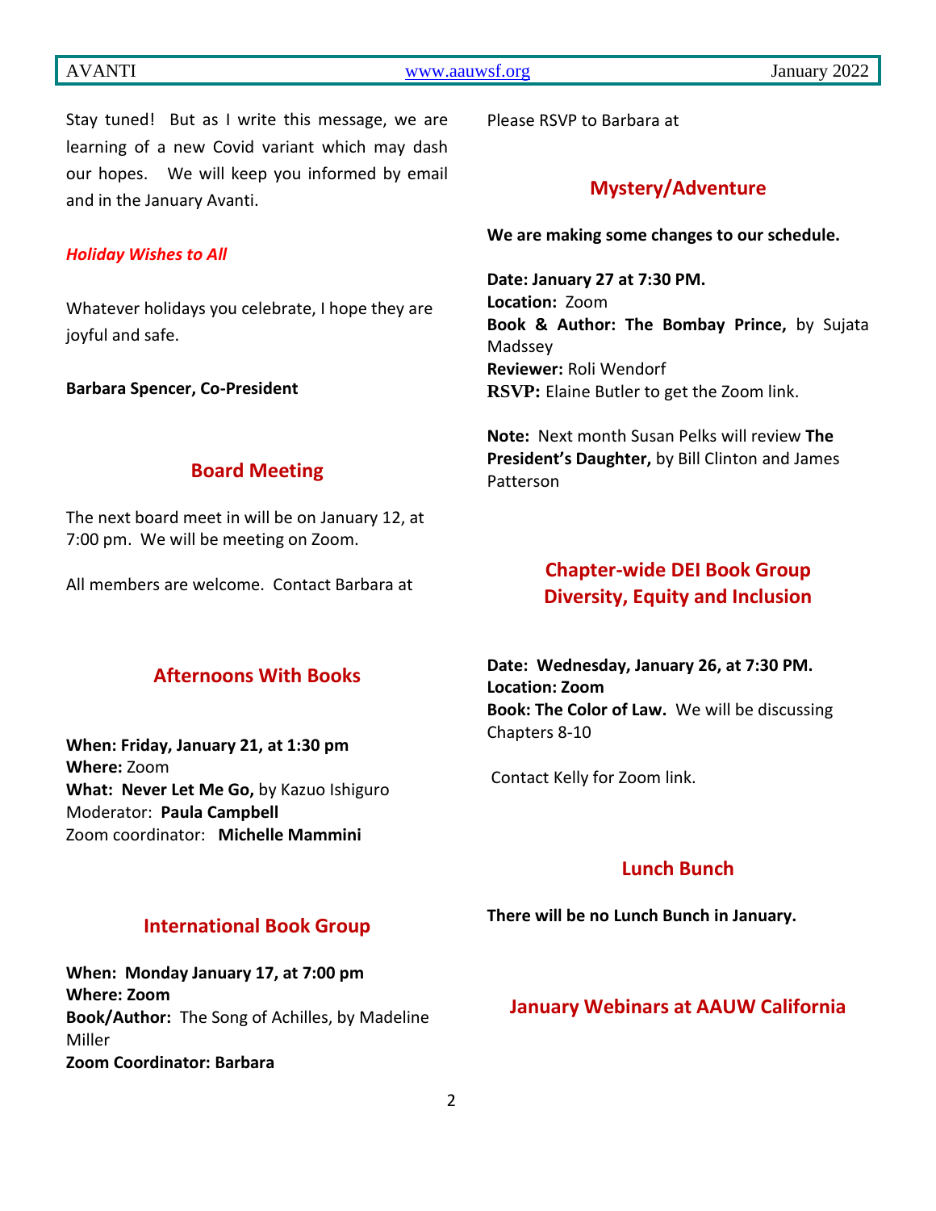Stay tuned! But as I write this message, we are learning of a new Covid variant which may dash our hopes. We will keep you informed by email and in the January Avanti.

***Holiday Wishes to All***

Whatever holidays you celebrate, I hope they are joyful and safe.

**Barbara Spencer, Co-President**

## Board Meeting

The next board meet in will be on January 12, at 7:00 pm. We will be meeting on Zoom.

All members are welcome. Contact Barbara at

## Afternoons With Books

**When: Friday, January 21, at 1:30 pm**
**Where:** Zoom
**What: Never Let Me Go,** by Kazuo Ishiguro
Moderator: **Paula Campbell**
Zoom coordinator: **Michelle Mammini**

## International Book Group

**When: Monday January 17, at 7:00 pm**
**Where: Zoom**
**Book/Author:** The Song of Achilles, by Madeline Miller
**Zoom Coordinator: Barbara**

Please RSVP to Barbara at

## Mystery/Adventure

**We are making some changes to our schedule.**

**Date: January 27 at 7:30 PM.**
**Location:** Zoom
**Book & Author: The Bombay Prince,** by Sujata Madssey
**Reviewer:** Roli Wendorf
**RSVP:** Elaine Butler to get the Zoom link.

**Note:** Next month Susan Pelks will review **The President's Daughter,** by Bill Clinton and James Patterson

## Chapter-wide DEI Book Group Diversity, Equity and Inclusion

**Date: Wednesday, January 26, at 7:30 PM.**
**Location: Zoom**
**Book: The Color of Law.** We will be discussing Chapters 8-10

Contact Kelly for Zoom link.

## Lunch Bunch

**There will be no Lunch Bunch in January.**

## January Webinars at AAUW California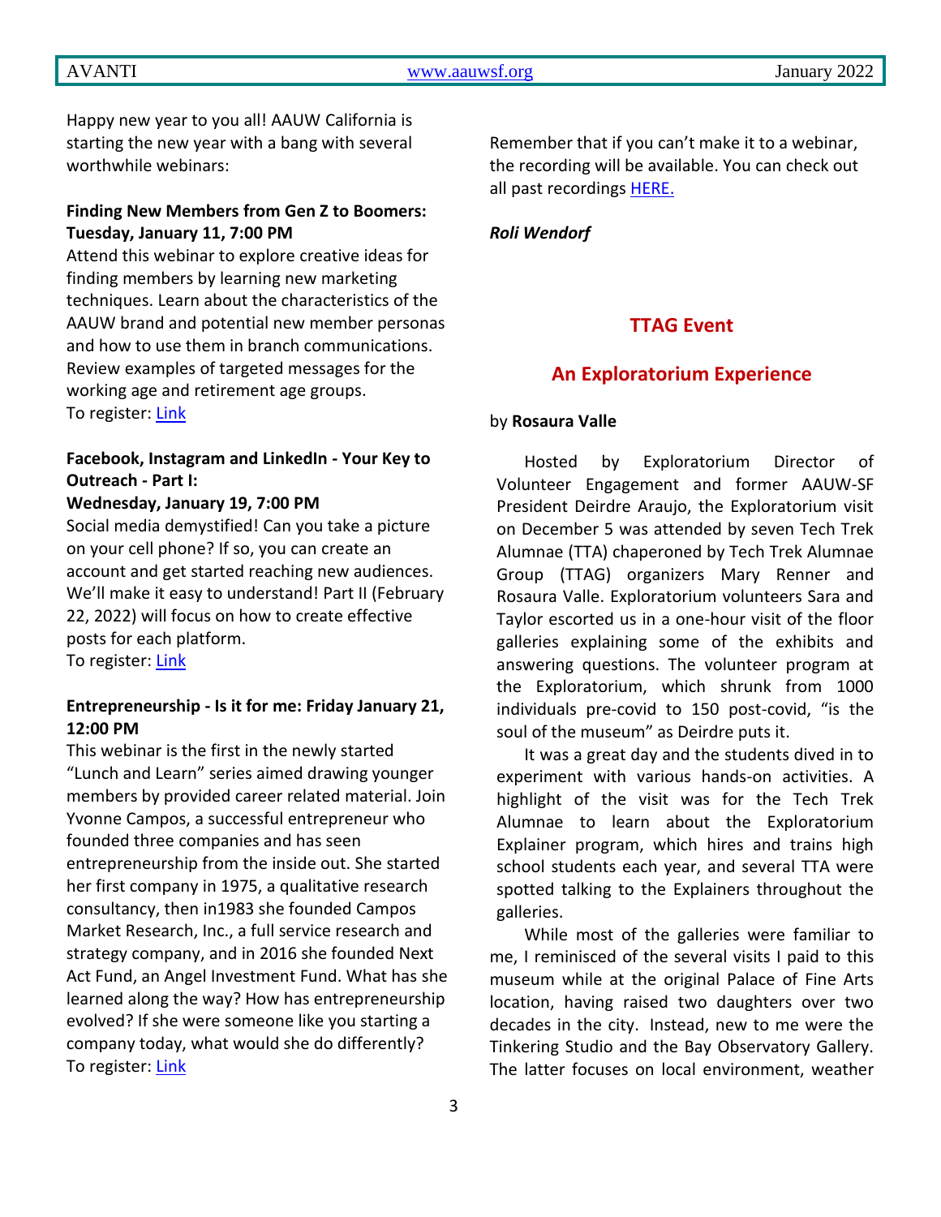Happy new year to you all! AAUW California is starting the new year with a bang with several worthwhile webinars:

**Finding New Members from Gen Z to Boomers: Tuesday, January 11, 7:00 PM**

Attend this webinar to explore creative ideas for finding members by learning new marketing techniques. Learn about the characteristics of the AAUW brand and potential new member personas and how to use them in branch communications. Review examples of targeted messages for the working age and retirement age groups.
To register: Link

**Facebook, Instagram and LinkedIn - Your Key to Outreach - Part I:**
**Wednesday, January 19, 7:00 PM**

Social media demystified! Can you take a picture on your cell phone? If so, you can create an account and get started reaching new audiences. We'll make it easy to understand! Part II (February 22, 2022) will focus on how to create effective posts for each platform.
To register: Link

**Entrepreneurship - Is it for me: Friday January 21, 12:00 PM**

This webinar is the first in the newly started "Lunch and Learn" series aimed drawing younger members by provided career related material. Join Yvonne Campos, a successful entrepreneur who founded three companies and has seen entrepreneurship from the inside out. She started her first company in 1975, a qualitative research consultancy, then in1983 she founded Campos Market Research, Inc., a full service research and strategy company, and in 2016 she founded Next Act Fund, an Angel Investment Fund. What has she learned along the way? How has entrepreneurship evolved? If she were someone like you starting a company today, what would she do differently?
To register: Link

Remember that if you can't make it to a webinar, the recording will be available. You can check out all past recordings HERE.

***Roli Wendorf***

## TTAG Event

## An Exploratorium Experience

by **Rosaura Valle**

Hosted by Exploratorium Director of Volunteer Engagement and former AAUW-SF President Deirdre Araujo, the Exploratorium visit on December 5 was attended by seven Tech Trek Alumnae (TTA) chaperoned by Tech Trek Alumnae Group (TTAG) organizers Mary Renner and Rosaura Valle. Exploratorium volunteers Sara and Taylor escorted us in a one-hour visit of the floor galleries explaining some of the exhibits and answering questions. The volunteer program at the Exploratorium, which shrunk from 1000 individuals pre-covid to 150 post-covid, "is the soul of the museum" as Deirdre puts it.

It was a great day and the students dived in to experiment with various hands-on activities. A highlight of the visit was for the Tech Trek Alumnae to learn about the Exploratorium Explainer program, which hires and trains high school students each year, and several TTA were spotted talking to the Explainers throughout the galleries.

While most of the galleries were familiar to me, I reminisced of the several visits I paid to this museum while at the original Palace of Fine Arts location, having raised two daughters over two decades in the city. Instead, new to me were the Tinkering Studio and the Bay Observatory Gallery. The latter focuses on local environment, weather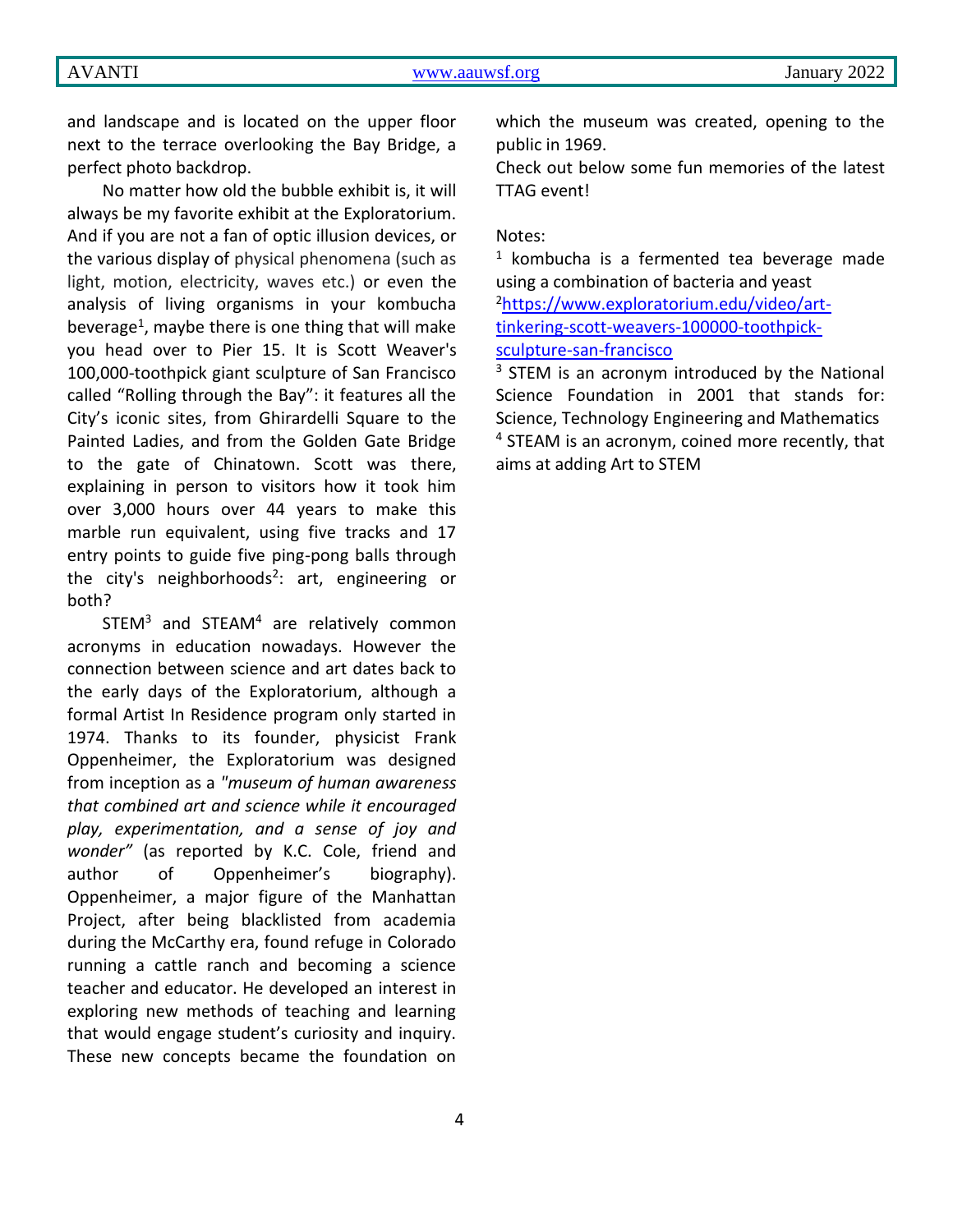and landscape and is located on the upper floor next to the terrace overlooking the Bay Bridge, a perfect photo backdrop.

No matter how old the bubble exhibit is, it will always be my favorite exhibit at the Exploratorium. And if you are not a fan of optic illusion devices, or the various display of physical phenomena (such as light, motion, electricity, waves etc.) or even the analysis of living organisms in your kombucha beverage[1], maybe there is one thing that will make you head over to Pier 15. It is Scott Weaver's 100,000-toothpick giant sculpture of San Francisco called "Rolling through the Bay": it features all the City's iconic sites, from Ghirardelli Square to the Painted Ladies, and from the Golden Gate Bridge to the gate of Chinatown. Scott was there, explaining in person to visitors how it took him over 3,000 hours over 44 years to make this marble run equivalent, using five tracks and 17 entry points to guide five ping-pong balls through the city's neighborhoods[2]: art, engineering or both?

STEM[3] and STEAM[4] are relatively common acronyms in education nowadays. However the connection between science and art dates back to the early days of the Exploratorium, although a formal Artist In Residence program only started in 1974. Thanks to its founder, physicist Frank Oppenheimer, the Exploratorium was designed from inception as a *"museum of human awareness that combined art and science while it encouraged play, experimentation, and a sense of joy and wonder"* (as reported by K.C. Cole, friend and author of Oppenheimer's biography). Oppenheimer, a major figure of the Manhattan Project, after being blacklisted from academia during the McCarthy era, found refuge in Colorado running a cattle ranch and becoming a science teacher and educator. He developed an interest in exploring new methods of teaching and learning that would engage student's curiosity and inquiry. These new concepts became the foundation on which the museum was created, opening to the public in 1969.

Check out below some fun memories of the latest TTAG event!

Notes:

[1] kombucha is a fermented tea beverage made using a combination of bacteria and yeast

[2] https://www.exploratorium.edu/video/art-tinkering-scott-weavers-100000-toothpick-sculpture-san-francisco

[3] STEM is an acronym introduced by the National Science Foundation in 2001 that stands for: Science, Technology Engineering and Mathematics

[4] STEAM is an acronym, coined more recently, that aims at adding Art to STEM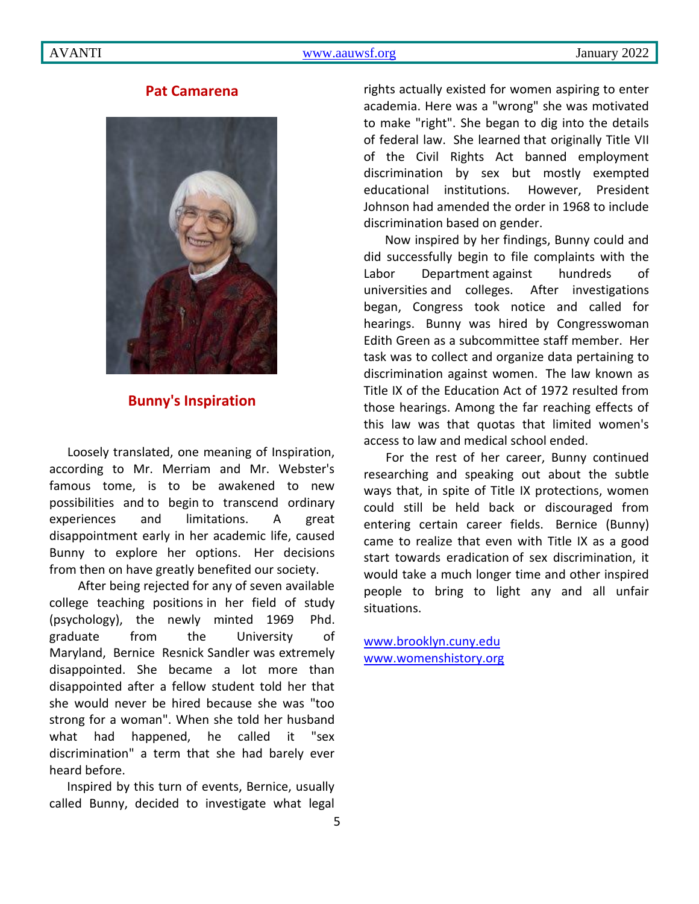**Pat Camarena**

## Bunny's Inspiration

Loosely translated, one meaning of Inspiration, according to Mr. Merriam and Mr. Webster's famous tome, is to be awakened to new possibilities and to begin to transcend ordinary experiences and limitations. A great disappointment early in her academic life, caused Bunny to explore her options. Her decisions from then on have greatly benefited our society.

After being rejected for any of seven available college teaching positions in her field of study (psychology), the newly minted 1969 Phd. graduate from the University of Maryland, Bernice Resnick Sandler was extremely disappointed. She became a lot more than disappointed after a fellow student told her that she would never be hired because she was "too strong for a woman". When she told her husband what had happened, he called it "sex discrimination" a term that she had barely ever heard before.

Inspired by this turn of events, Bernice, usually called Bunny, decided to investigate what legal rights actually existed for women aspiring to enter academia. Here was a "wrong" she was motivated to make "right". She began to dig into the details of federal law. She learned that originally Title VII of the Civil Rights Act banned employment discrimination by sex but mostly exempted educational institutions. However, President Johnson had amended the order in 1968 to include discrimination based on gender.

Now inspired by her findings, Bunny could and did successfully begin to file complaints with the Labor Department against hundreds of universities and colleges. After investigations began, Congress took notice and called for hearings. Bunny was hired by Congresswoman Edith Green as a subcommittee staff member. Her task was to collect and organize data pertaining to discrimination against women. The law known as Title IX of the Education Act of 1972 resulted from those hearings. Among the far reaching effects of this law was that quotas that limited women's access to law and medical school ended.

For the rest of her career, Bunny continued researching and speaking out about the subtle ways that, in spite of Title IX protections, women could still be held back or discouraged from entering certain career fields. Bernice (Bunny) came to realize that even with Title IX as a good start towards eradication of sex discrimination, it would take a much longer time and other inspired people to bring to light any and all unfair situations.

www.brooklyn.cuny.edu
www.womenshistory.org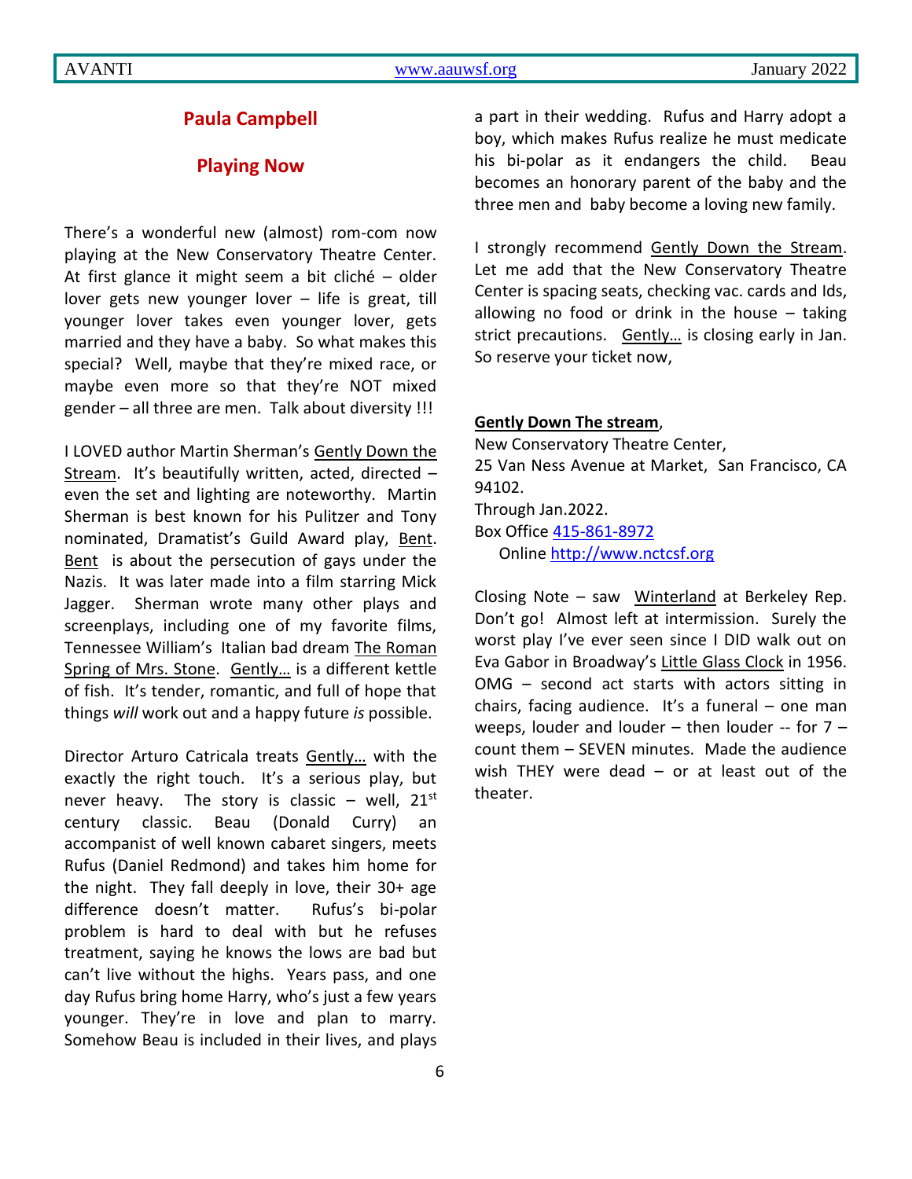## Paula Campbell

## Playing Now

There's a wonderful new (almost) rom-com now playing at the New Conservatory Theatre Center. At first glance it might seem a bit cliché – older lover gets new younger lover – life is great, till younger lover takes even younger lover, gets married and they have a baby. So what makes this special? Well, maybe that they're mixed race, or maybe even more so that they're NOT mixed gender – all three are men. Talk about diversity !!!

I LOVED author Martin Sherman's Gently Down the Stream. It's beautifully written, acted, directed – even the set and lighting are noteworthy. Martin Sherman is best known for his Pulitzer and Tony nominated, Dramatist's Guild Award play, Bent. Bent is about the persecution of gays under the Nazis. It was later made into a film starring Mick Jagger. Sherman wrote many other plays and screenplays, including one of my favorite films, Tennessee William's Italian bad dream The Roman Spring of Mrs. Stone. Gently… is a different kettle of fish. It's tender, romantic, and full of hope that things *will* work out and a happy future *is* possible.

Director Arturo Catricala treats Gently… with the exactly the right touch. It's a serious play, but never heavy. The story is classic – well, 21st century classic. Beau (Donald Curry) an accompanist of well known cabaret singers, meets Rufus (Daniel Redmond) and takes him home for the night. They fall deeply in love, their 30+ age difference doesn't matter. Rufus's bi-polar problem is hard to deal with but he refuses treatment, saying he knows the lows are bad but can't live without the highs. Years pass, and one day Rufus bring home Harry, who's just a few years younger. They're in love and plan to marry. Somehow Beau is included in their lives, and plays a part in their wedding. Rufus and Harry adopt a boy, which makes Rufus realize he must medicate his bi-polar as it endangers the child. Beau becomes an honorary parent of the baby and the three men and baby become a loving new family.

I strongly recommend Gently Down the Stream. Let me add that the New Conservatory Theatre Center is spacing seats, checking vac. cards and Ids, allowing no food or drink in the house – taking strict precautions. Gently… is closing early in Jan. So reserve your ticket now,

**Gently Down The stream**,
New Conservatory Theatre Center,
25 Van Ness Avenue at Market, San Francisco, CA 94102.
Through Jan.2022.
Box Office 415-861-8972
Online http://www.nctcsf.org

Closing Note – saw Winterland at Berkeley Rep. Don't go! Almost left at intermission. Surely the worst play I've ever seen since I DID walk out on Eva Gabor in Broadway's Little Glass Clock in 1956. OMG – second act starts with actors sitting in chairs, facing audience. It's a funeral – one man weeps, louder and louder – then louder -- for 7 – count them – SEVEN minutes. Made the audience wish THEY were dead – or at least out of the theater.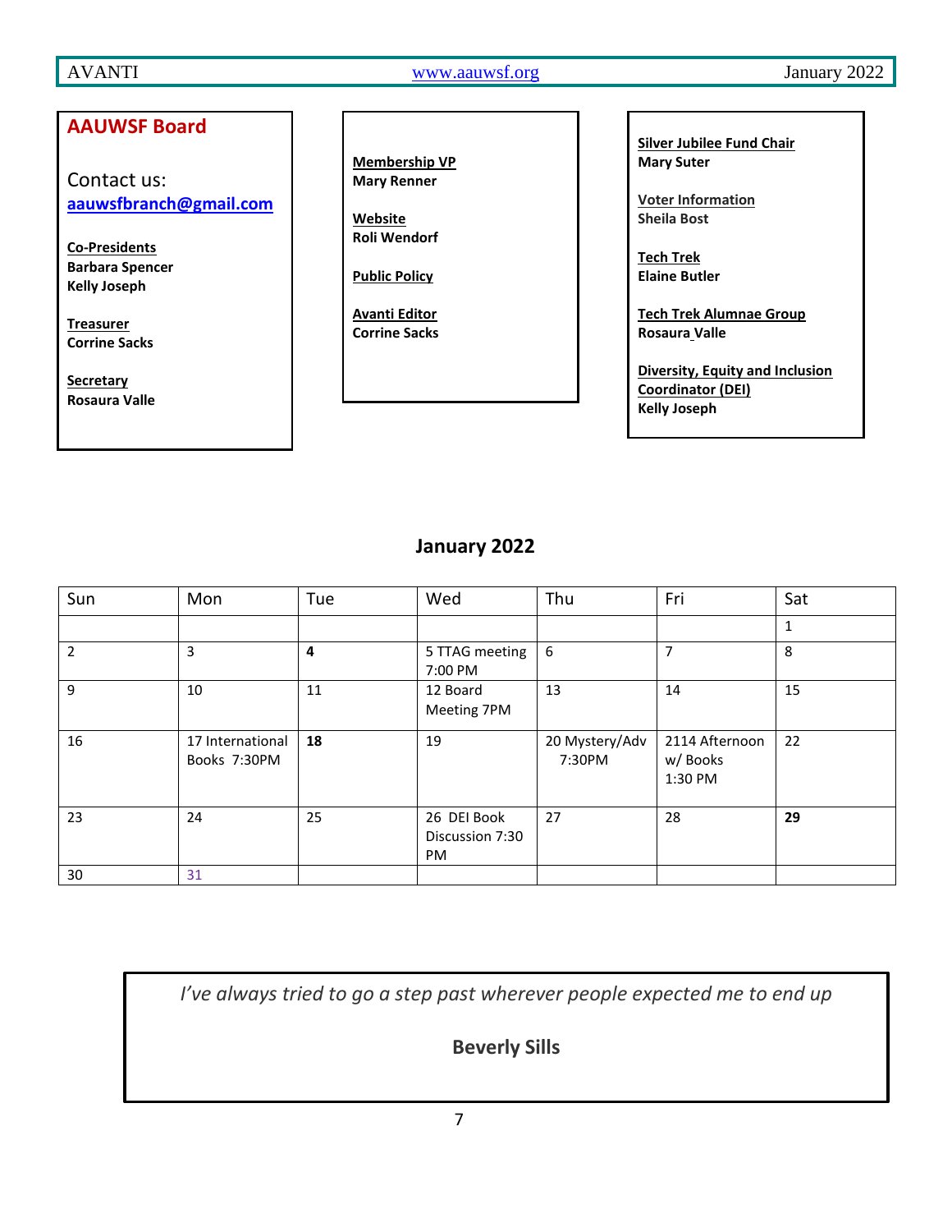## AAUWSF Board

Contact us:
**aauwsfbranch@gmail.com**

**Co-Presidents**
**Barbara Spencer**
**Kelly Joseph**

**Treasurer**
**Corrine Sacks**

**Secretary**
**Rosaura Valle**

**Membership VP**
**Mary Renner**

**Website**
**Roli Wendorf**

**Public Policy**

**Avanti Editor**
**Corrine Sacks**

**Silver Jubilee Fund Chair**
**Mary Suter**

**Voter Information**
**Sheila Bost**

**Tech Trek**
**Elaine Butler**

**Tech Trek Alumnae Group**
**Rosaura Valle**

**Diversity, Equity and Inclusion Coordinator (DEI)**
**Kelly Joseph**

## January 2022

| Sun | Mon | Tue | Wed | Thu | Fri | Sat |
|---|---|---|---|---|---|---|
| | | | | | | 1 |
| 2 | 3 | **4** | 5 TTAG meeting 7:00 PM | 6 | 7 | 8 |
| 9 | 10 | 11 | 12 Board Meeting 7PM | 13 | 14 | 15 |
| 16 | 17 International Books 7:30PM | **18** | 19 | 20 Mystery/Adv 7:30PM | 2114 Afternoon w/ Books 1:30 PM | 22 |
| 23 | 24 | 25 | 26 DEI Book Discussion 7:30 PM | 27 | 28 | **29** |
| 30 | 31 | | | | | |

*I've always tried to go a step past wherever people expected me to end up*

**Beverly Sills**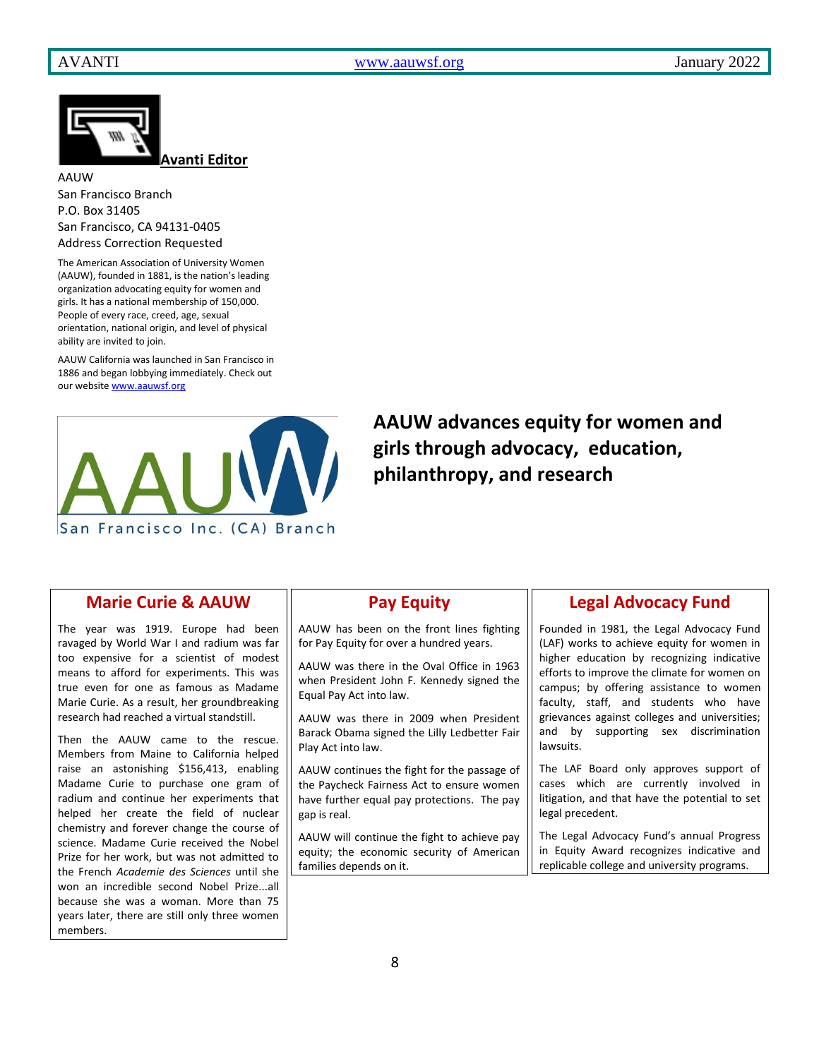**Avanti Editor**

AAUW
San Francisco Branch
P.O. Box 31405
San Francisco, CA 94131-0405
Address Correction Requested

The American Association of University Women (AAUW), founded in 1881, is the nation's leading organization advocating equity for women and girls. It has a national membership of 150,000. People of every race, creed, age, sexual orientation, national origin, and level of physical ability are invited to join.

AAUW California was launched in San Francisco in 1886 and began lobbying immediately. Check out our website www.aauwsf.org

San Francisco Inc. (CA) Branch

## AAUW advances equity for women and girls through advocacy, education, philanthropy, and research

### Marie Curie & AAUW

The year was 1919. Europe had been ravaged by World War I and radium was far too expensive for a scientist of modest means to afford for experiments. This was true even for one as famous as Madame Marie Curie. As a result, her groundbreaking research had reached a virtual standstill.

Then the AAUW came to the rescue. Members from Maine to California helped raise an astonishing $156,413, enabling Madame Curie to purchase one gram of radium and continue her experiments that helped her create the field of nuclear chemistry and forever change the course of science. Madame Curie received the Nobel Prize for her work, but was not admitted to the French *Academie des Sciences* until she won an incredible second Nobel Prize...all because she was a woman. More than 75 years later, there are still only three women members.

### Pay Equity

AAUW has been on the front lines fighting for Pay Equity for over a hundred years.

AAUW was there in the Oval Office in 1963 when President John F. Kennedy signed the Equal Pay Act into law.

AAUW was there in 2009 when President Barack Obama signed the Lilly Ledbetter Fair Play Act into law.

AAUW continues the fight for the passage of the Paycheck Fairness Act to ensure women have further equal pay protections. The pay gap is real.

AAUW will continue the fight to achieve pay equity; the economic security of American families depends on it.

### Legal Advocacy Fund

Founded in 1981, the Legal Advocacy Fund (LAF) works to achieve equity for women in higher education by recognizing indicative efforts to improve the climate for women on campus; by offering assistance to women faculty, staff, and students who have grievances against colleges and universities; and by supporting sex discrimination lawsuits.

The LAF Board only approves support of cases which are currently involved in litigation, and that have the potential to set legal precedent.

The Legal Advocacy Fund's annual Progress in Equity Award recognizes indicative and replicable college and university programs.